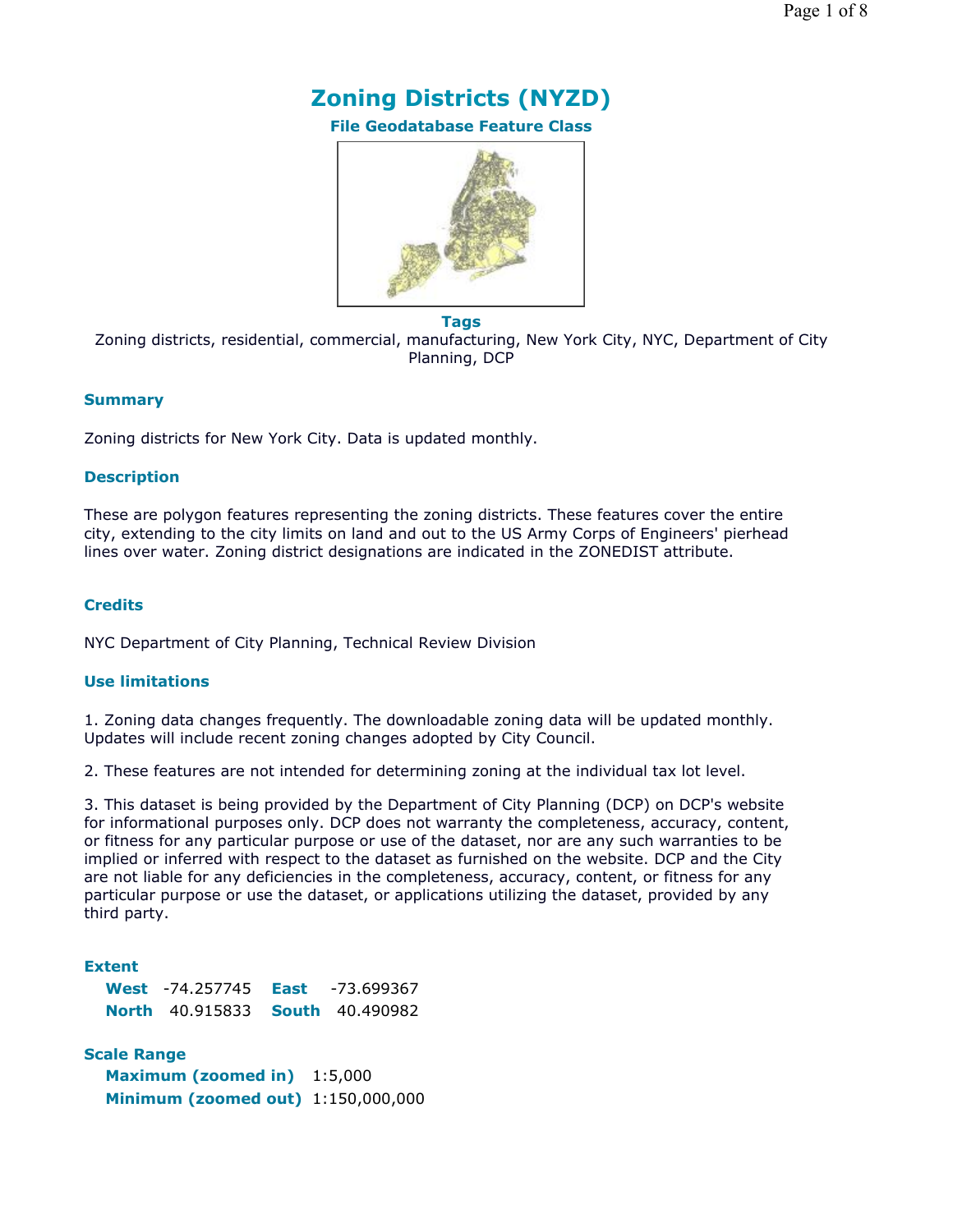# Zoning Districts (NYZD)

**File Geodatabase Feature Class**

**Tags**

Zoning districts, residential, commercial, manufacturing, New York City, NYC, Department of City Planning, DCP

## Summary

Zoning districts for New York City. Data is updated monthly.

## Description

These are polygon features representing the zoning districts. These features cover the entire city, extending to the city limits on land and out to the US Army Corps of Engineers' pierhead lines over water. Zoning district designations are indicated in the ZONEDIST attribute.

## Credits

NYC Department of City Planning, Technical Review Division

## Use limitations

1. Zoning data changes frequently. The downloadable zoning data will be updated monthly. Updates will include recent zoning changes adopted by City Council.

2. These features are not intended for determining zoning at the individual tax lot level.

3. This dataset is being provided by the Department of City Planning (DCP) on DCP's website for informational purposes only. DCP does not warranty the completeness, accuracy, content, or fitness for any particular purpose or use of the dataset, nor are any such warranties to be implied or inferred with respect to the dataset as furnished on the website. DCP and the City are not liable for any deficiencies in the completeness, accuracy, content, or fitness for any particular purpose or use the dataset, or applications utilizing the dataset, provided by any third party.

## Extent

**West** -74.257745 **East** -73.699367
**North** 40.915833 **South** 40.490982

## Scale Range

**Maximum (zoomed in)** 1:5,000
**Minimum (zoomed out)** 1:150,000,000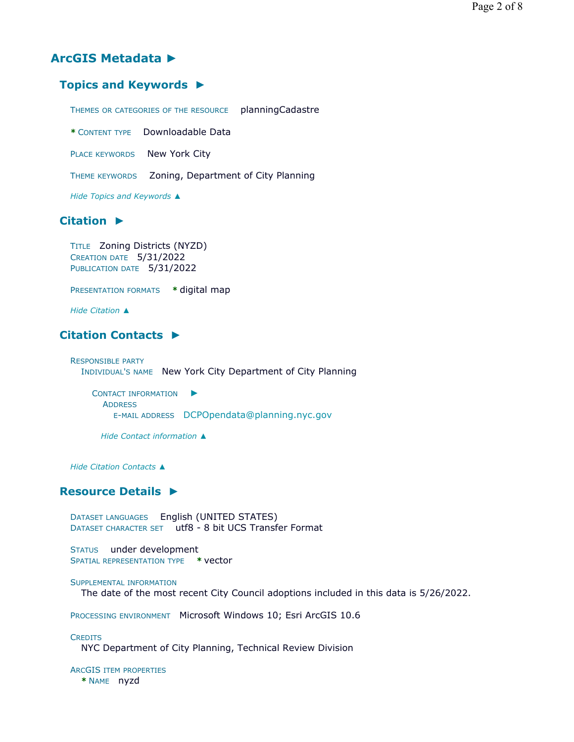# ArcGIS Metadata ►

## Topics and Keywords ►

THEMES OR CATEGORIES OF THE RESOURCE planningCadastre

\* CONTENT TYPE Downloadable Data

PLACE KEYWORDS New York City

THEME KEYWORDS Zoning, Department of City Planning

*Hide Topics and Keywords ▲*

## Citation ►

TITLE Zoning Districts (NYZD)
CREATION DATE 5/31/2022
PUBLICATION DATE 5/31/2022

PRESENTATION FORMATS \* digital map

*Hide Citation ▲*

## Citation Contacts ►

RESPONSIBLE PARTY
INDIVIDUAL'S NAME New York City Department of City Planning

CONTACT INFORMATION ►
ADDRESS
E-MAIL ADDRESS DCPOpendata@planning.nyc.gov

*Hide Contact information ▲*

*Hide Citation Contacts ▲*

## Resource Details ►

DATASET LANGUAGES English (UNITED STATES)
DATASET CHARACTER SET utf8 - 8 bit UCS Transfer Format

STATUS under development
SPATIAL REPRESENTATION TYPE \* vector

SUPPLEMENTAL INFORMATION
The date of the most recent City Council adoptions included in this data is 5/26/2022.

PROCESSING ENVIRONMENT Microsoft Windows 10; Esri ArcGIS 10.6

CREDITS
NYC Department of City Planning, Technical Review Division

ARCGIS ITEM PROPERTIES
\* NAME nyzd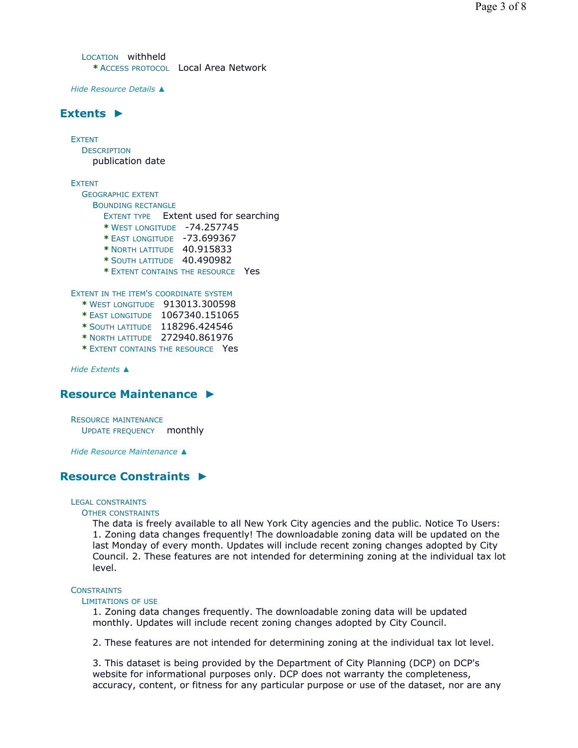LOCATION withheld
* ACCESS PROTOCOL Local Area Network

*Hide Resource Details ▲*

## Extents ►

EXTENT
DESCRIPTION
publication date

EXTENT
GEOGRAPHIC EXTENT
BOUNDING RECTANGLE
EXTENT TYPE Extent used for searching
* WEST LONGITUDE -74.257745
* EAST LONGITUDE -73.699367
* NORTH LATITUDE 40.915833
* SOUTH LATITUDE 40.490982
* EXTENT CONTAINS THE RESOURCE Yes

EXTENT IN THE ITEM'S COORDINATE SYSTEM
* WEST LONGITUDE 913013.300598
* EAST LONGITUDE 1067340.151065
* SOUTH LATITUDE 118296.424546
* NORTH LATITUDE 272940.861976
* EXTENT CONTAINS THE RESOURCE Yes

*Hide Extents ▲*

## Resource Maintenance ►

RESOURCE MAINTENANCE
UPDATE FREQUENCY monthly

*Hide Resource Maintenance ▲*

## Resource Constraints ►

LEGAL CONSTRAINTS
OTHER CONSTRAINTS
The data is freely available to all New York City agencies and the public. Notice To Users: 1. Zoning data changes frequently! The downloadable zoning data will be updated on the last Monday of every month. Updates will include recent zoning changes adopted by City Council. 2. These features are not intended for determining zoning at the individual tax lot level.

CONSTRAINTS
LIMITATIONS OF USE
1. Zoning data changes frequently. The downloadable zoning data will be updated monthly. Updates will include recent zoning changes adopted by City Council.

2. These features are not intended for determining zoning at the individual tax lot level.

3. This dataset is being provided by the Department of City Planning (DCP) on DCP's website for informational purposes only. DCP does not warranty the completeness, accuracy, content, or fitness for any particular purpose or use of the dataset, nor are any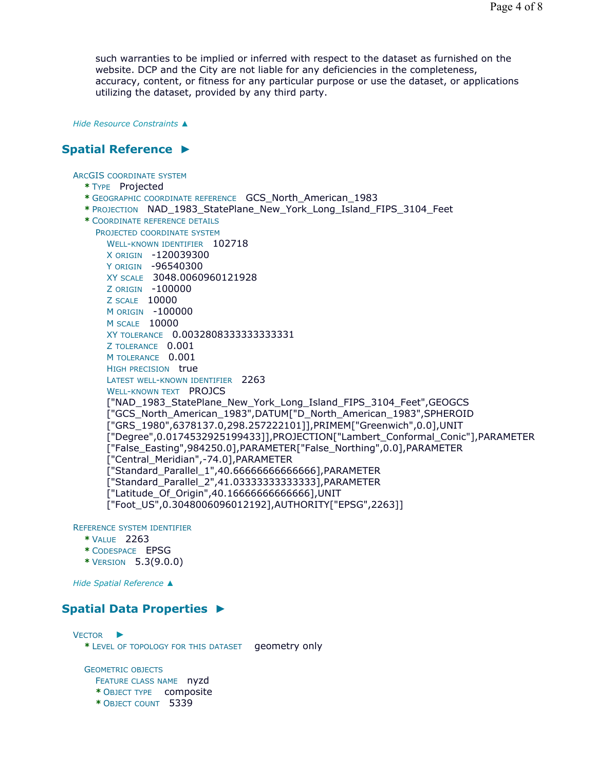such warranties to be implied or inferred with respect to the dataset as furnished on the website. DCP and the City are not liable for any deficiencies in the completeness, accuracy, content, or fitness for any particular purpose or use the dataset, or applications utilizing the dataset, provided by any third party.

*Hide Resource Constraints ▲*

## Spatial Reference ►

ARCGIS COORDINATE SYSTEM

- * TYPE Projected
- * GEOGRAPHIC COORDINATE REFERENCE GCS_North_American_1983
- * PROJECTION NAD_1983_StatePlane_New_York_Long_Island_FIPS_3104_Feet
- * COORDINATE REFERENCE DETAILS
  - PROJECTED COORDINATE SYSTEM
    - WELL-KNOWN IDENTIFIER 102718
    - X ORIGIN -120039300
    - Y ORIGIN -96540300
    - XY SCALE 3048.0060960121928
    - Z ORIGIN -100000
    - Z SCALE 10000
    - M ORIGIN -100000
    - M SCALE 10000
    - XY TOLERANCE 0.0032808333333333331
    - Z TOLERANCE 0.001
    - M TOLERANCE 0.001
    - HIGH PRECISION true
    - LATEST WELL-KNOWN IDENTIFIER 2263
    - WELL-KNOWN TEXT PROJCS ["NAD_1983_StatePlane_New_York_Long_Island_FIPS_3104_Feet",GEOGCS ["GCS_North_American_1983",DATUM["D_North_American_1983",SPHEROID ["GRS_1980",6378137.0,298.257222101]],PRIMEM["Greenwich",0.0],UNIT ["Degree",0.0174532925199433]],PROJECTION["Lambert_Conformal_Conic"],PARAMETER ["False_Easting",984250.0],PARAMETER["False_Northing",0.0],PARAMETER ["Central_Meridian",-74.0],PARAMETER ["Standard_Parallel_1",40.66666666666666],PARAMETER ["Standard_Parallel_2",41.03333333333333],PARAMETER ["Latitude_Of_Origin",40.16666666666666],UNIT ["Foot_US",0.3048006096012192],AUTHORITY["EPSG",2263]]

REFERENCE SYSTEM IDENTIFIER

- * VALUE 2263
- * CODESPACE EPSG
- * VERSION 5.3(9.0.0)

*Hide Spatial Reference ▲*

## Spatial Data Properties ►

VECTOR ►

- * LEVEL OF TOPOLOGY FOR THIS DATASET geometry only

GEOMETRIC OBJECTS

- FEATURE CLASS NAME nyzd
- * OBJECT TYPE composite
- * OBJECT COUNT 5339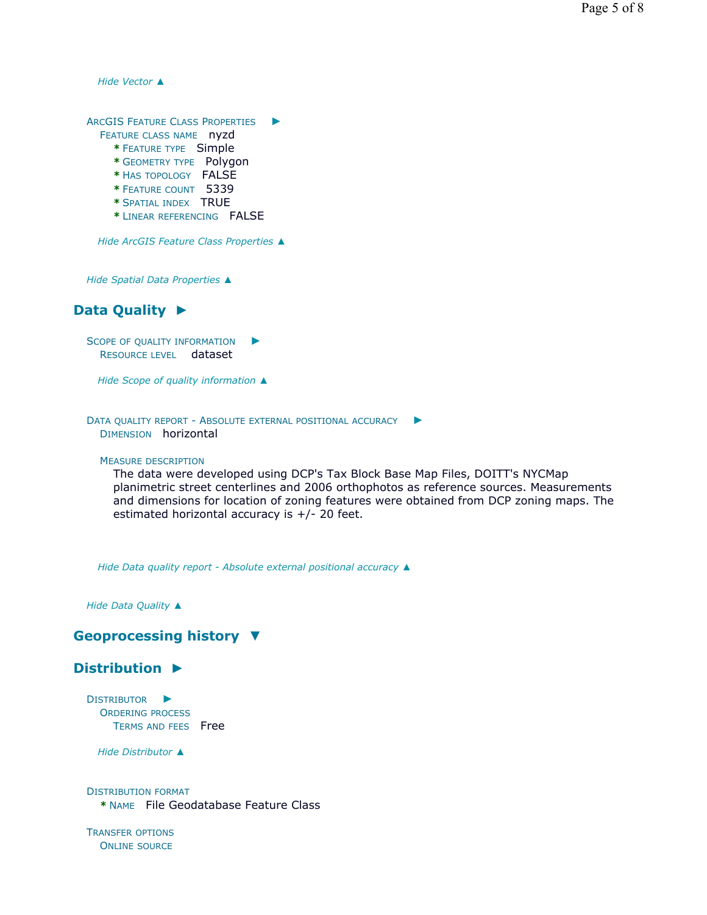*Hide Vector ▲*

ArcGIS Feature Class Properties ►
Feature class name nyzd
* Feature type Simple
* Geometry type Polygon
* Has topology FALSE
* Feature count 5339
* Spatial index TRUE
* Linear referencing FALSE

*Hide ArcGIS Feature Class Properties ▲*

*Hide Spatial Data Properties ▲*

## Data Quality ►

Scope of quality information ►
Resource level dataset

*Hide Scope of quality information ▲*

Data quality report - Absolute external positional accuracy ►
Dimension horizontal

Measure description
The data were developed using DCP's Tax Block Base Map Files, DOITT's NYCMap planimetric street centerlines and 2006 orthophotos as reference sources. Measurements and dimensions for location of zoning features were obtained from DCP zoning maps. The estimated horizontal accuracy is +/- 20 feet.

*Hide Data quality report - Absolute external positional accuracy ▲*

*Hide Data Quality ▲*

## Geoprocessing history ▼

## Distribution ►

Distributor ►
Ordering process
Terms and fees Free

*Hide Distributor ▲*

Distribution format
* Name File Geodatabase Feature Class

Transfer options
Online source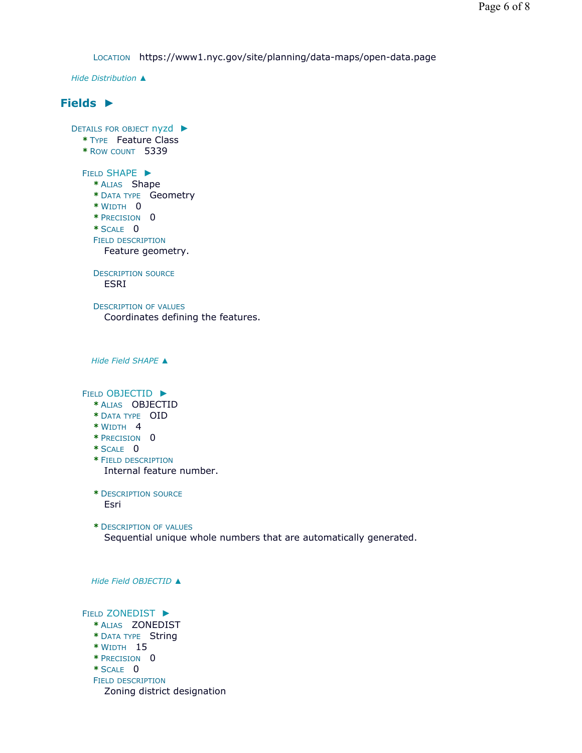LOCATION https://www1.nyc.gov/site/planning/data-maps/open-data.page

*Hide Distribution ▲*

## Fields ►

DETAILS FOR OBJECT nyzd ►

* TYPE Feature Class
* ROW COUNT 5339

FIELD SHAPE ►

* ALIAS Shape
* DATA TYPE Geometry
* WIDTH 0
* PRECISION 0
* SCALE 0

FIELD DESCRIPTION
Feature geometry.

DESCRIPTION SOURCE
ESRI

DESCRIPTION OF VALUES
Coordinates defining the features.

*Hide Field SHAPE ▲*

FIELD OBJECTID ►

* ALIAS OBJECTID
* DATA TYPE OID
* WIDTH 4
* PRECISION 0
* SCALE 0
* FIELD DESCRIPTION
Internal feature number.

* DESCRIPTION SOURCE
Esri

* DESCRIPTION OF VALUES
Sequential unique whole numbers that are automatically generated.

*Hide Field OBJECTID ▲*

FIELD ZONEDIST ►

* ALIAS ZONEDIST
* DATA TYPE String
* WIDTH 15
* PRECISION 0
* SCALE 0

FIELD DESCRIPTION
Zoning district designation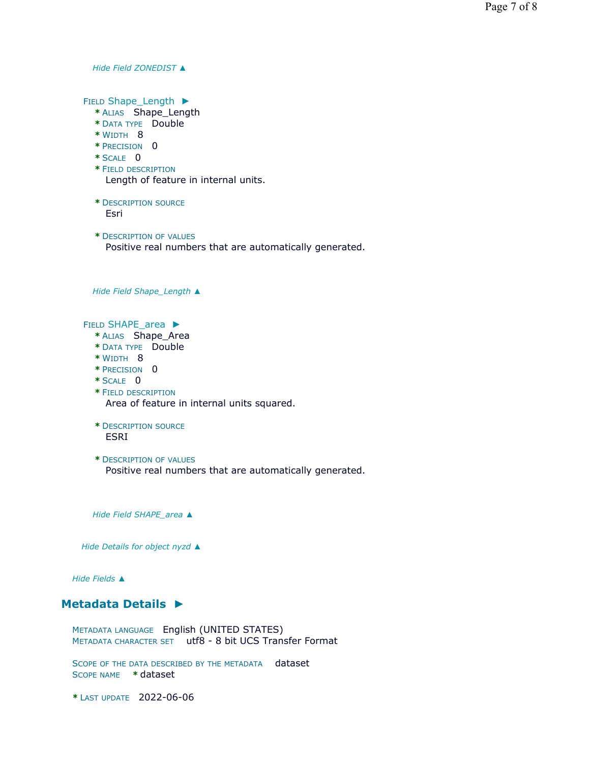*Hide Field ZONEDIST ▲*

FIELD Shape_Length ►

- * ALIAS Shape_Length
- * DATA TYPE Double
- * WIDTH 8
- * PRECISION 0
- * SCALE 0
- * FIELD DESCRIPTION
  Length of feature in internal units.
- * DESCRIPTION SOURCE
  Esri
- * DESCRIPTION OF VALUES
  Positive real numbers that are automatically generated.

*Hide Field Shape_Length ▲*

FIELD SHAPE_area ►

- * ALIAS Shape_Area
- * DATA TYPE Double
- * WIDTH 8
- * PRECISION 0
- * SCALE 0
- * FIELD DESCRIPTION
  Area of feature in internal units squared.
- * DESCRIPTION SOURCE
  ESRI
- * DESCRIPTION OF VALUES
  Positive real numbers that are automatically generated.

*Hide Field SHAPE_area ▲*

*Hide Details for object nyzd ▲*

*Hide Fields ▲*

## Metadata Details ►

METADATA LANGUAGE English (UNITED STATES)
METADATA CHARACTER SET utf8 - 8 bit UCS Transfer Format

SCOPE OF THE DATA DESCRIBED BY THE METADATA dataset
SCOPE NAME * dataset

* LAST UPDATE 2022-06-06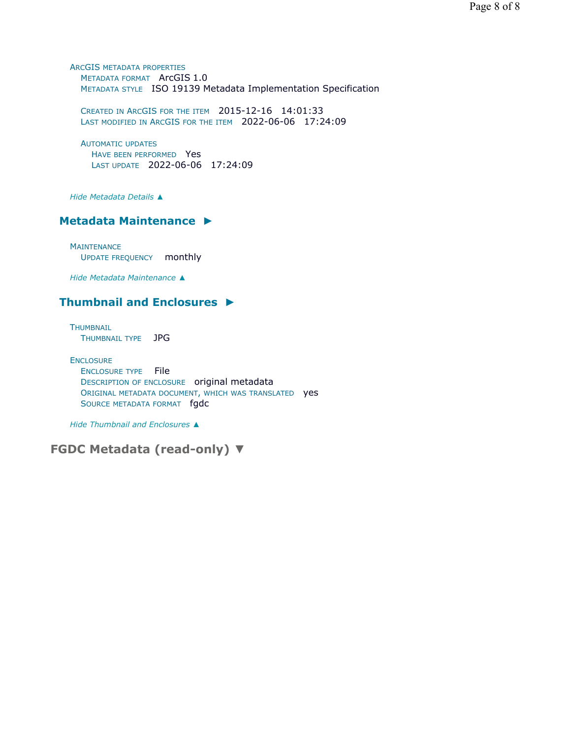ArcGIS metadata properties
  Metadata format  ArcGIS 1.0
  Metadata style  ISO 19139 Metadata Implementation Specification

  Created in ArcGIS for the item  2015-12-16  14:01:33
  Last modified in ArcGIS for the item  2022-06-06  17:24:09

  Automatic updates
    Have been performed  Yes
    Last update  2022-06-06  17:24:09

*Hide Metadata Details ▲*

## Metadata Maintenance ►

Maintenance
  Update frequency  monthly

*Hide Metadata Maintenance ▲*

## Thumbnail and Enclosures ►

Thumbnail
  Thumbnail type  JPG

Enclosure
  Enclosure type  File
  Description of enclosure  original metadata
  Original metadata document, which was translated  yes
  Source metadata format  fgdc

*Hide Thumbnail and Enclosures ▲*

## FGDC Metadata (read-only) ▼